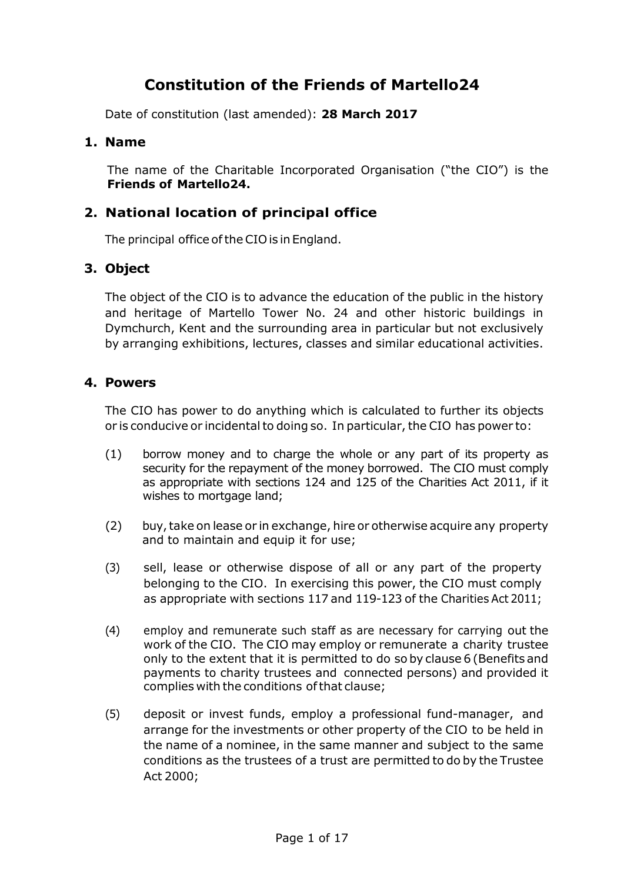# Constitution of the Friends of Martello24

Date of constitution (last amended): **28 March 2017**

## 1. Name

The name of the Charitable Incorporated Organisation ("the CIO") is the **Friends of Martello24.**

## 2. National location of principal office

The principal office of the CIO is in England.

## 3. Object

The object of the CIO is to advance the education of the public in the history and heritage of Martello Tower No. 24 and other historic buildings in Dymchurch, Kent and the surrounding area in particular but not exclusively by arranging exhibitions, lectures, classes and similar educational activities.

## 4. Powers

The CIO has power to do anything which is calculated to further its objects or is conducive or incidental to doing so. In particular, the CIO has power to:

(1) borrow money and to charge the whole or any part of its property as security for the repayment of the money borrowed. The CIO must comply as appropriate with sections 124 and 125 of the Charities Act 2011, if it wishes to mortgage land;

(2) buy, take on lease or in exchange, hire or otherwise acquire any property and to maintain and equip it for use;

(3) sell, lease or otherwise dispose of all or any part of the property belonging to the CIO. In exercising this power, the CIO must comply as appropriate with sections 117 and 119-123 of the Charities Act 2011;

(4) employ and remunerate such staff as are necessary for carrying out the work of the CIO. The CIO may employ or remunerate a charity trustee only to the extent that it is permitted to do so by clause 6 (Benefits and payments to charity trustees and connected persons) and provided it complies with the conditions of that clause;

(5) deposit or invest funds, employ a professional fund-manager, and arrange for the investments or other property of the CIO to be held in the name of a nominee, in the same manner and subject to the same conditions as the trustees of a trust are permitted to do by the Trustee Act 2000;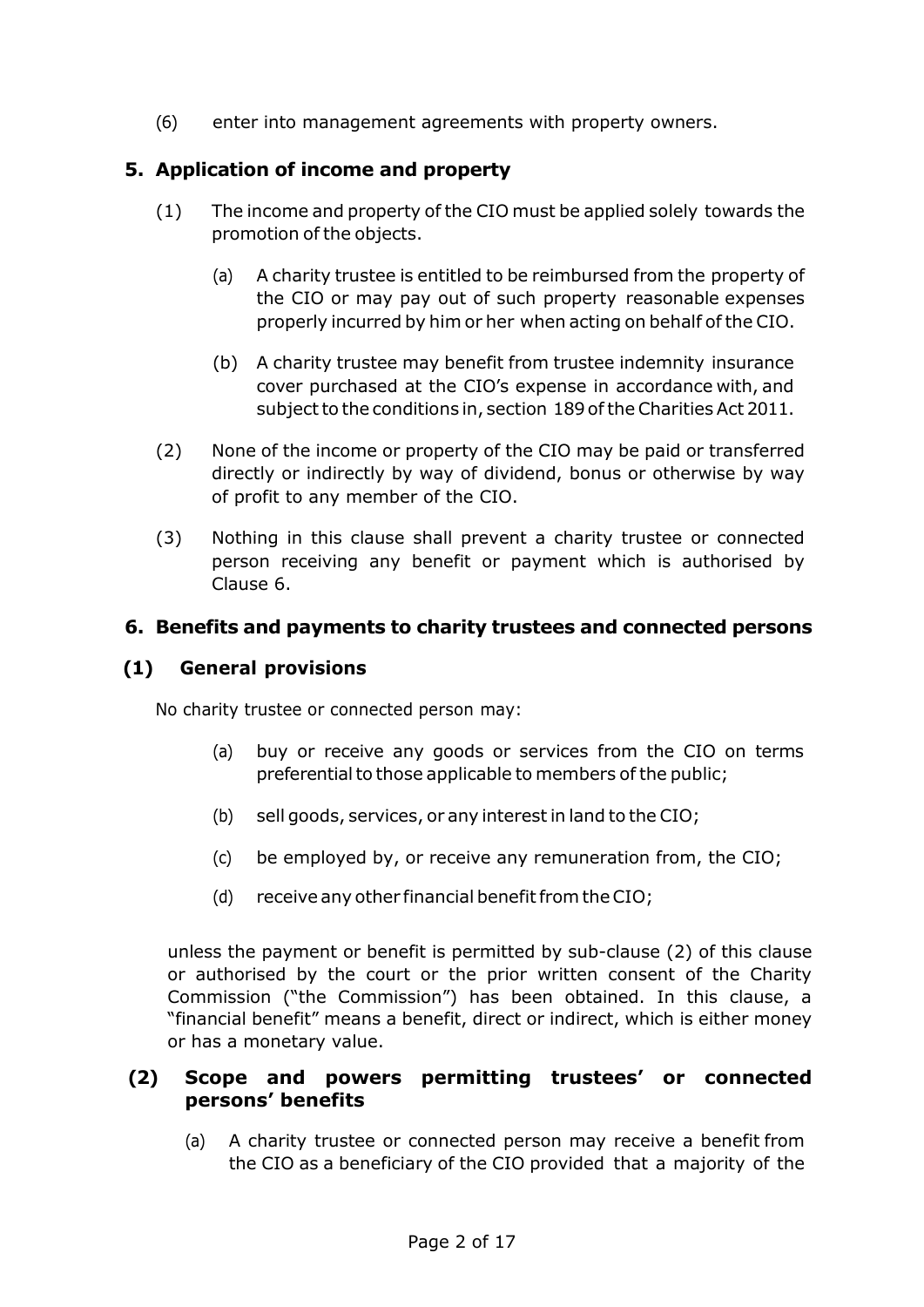(6) enter into management agreements with property owners.

## 5. Application of income and property

(1) The income and property of the CIO must be applied solely towards the promotion of the objects.

   (a) A charity trustee is entitled to be reimbursed from the property of the CIO or may pay out of such property reasonable expenses properly incurred by him or her when acting on behalf of the CIO.

   (b) A charity trustee may benefit from trustee indemnity insurance cover purchased at the CIO's expense in accordance with, and subject to the conditions in, section 189 of the Charities Act 2011.

(2) None of the income or property of the CIO may be paid or transferred directly or indirectly by way of dividend, bonus or otherwise by way of profit to any member of the CIO.

(3) Nothing in this clause shall prevent a charity trustee or connected person receiving any benefit or payment which is authorised by Clause 6.

## 6. Benefits and payments to charity trustees and connected persons

### (1) General provisions

No charity trustee or connected person may:

   (a) buy or receive any goods or services from the CIO on terms preferential to those applicable to members of the public;

   (b) sell goods, services, or any interest in land to the CIO;

   (c) be employed by, or receive any remuneration from, the CIO;

   (d) receive any other financial benefit from the CIO;

unless the payment or benefit is permitted by sub-clause (2) of this clause or authorised by the court or the prior written consent of the Charity Commission ("the Commission") has been obtained. In this clause, a "financial benefit" means a benefit, direct or indirect, which is either money or has a monetary value.

### (2) Scope and powers permitting trustees' or connected persons' benefits

   (a) A charity trustee or connected person may receive a benefit from the CIO as a beneficiary of the CIO provided that a majority of the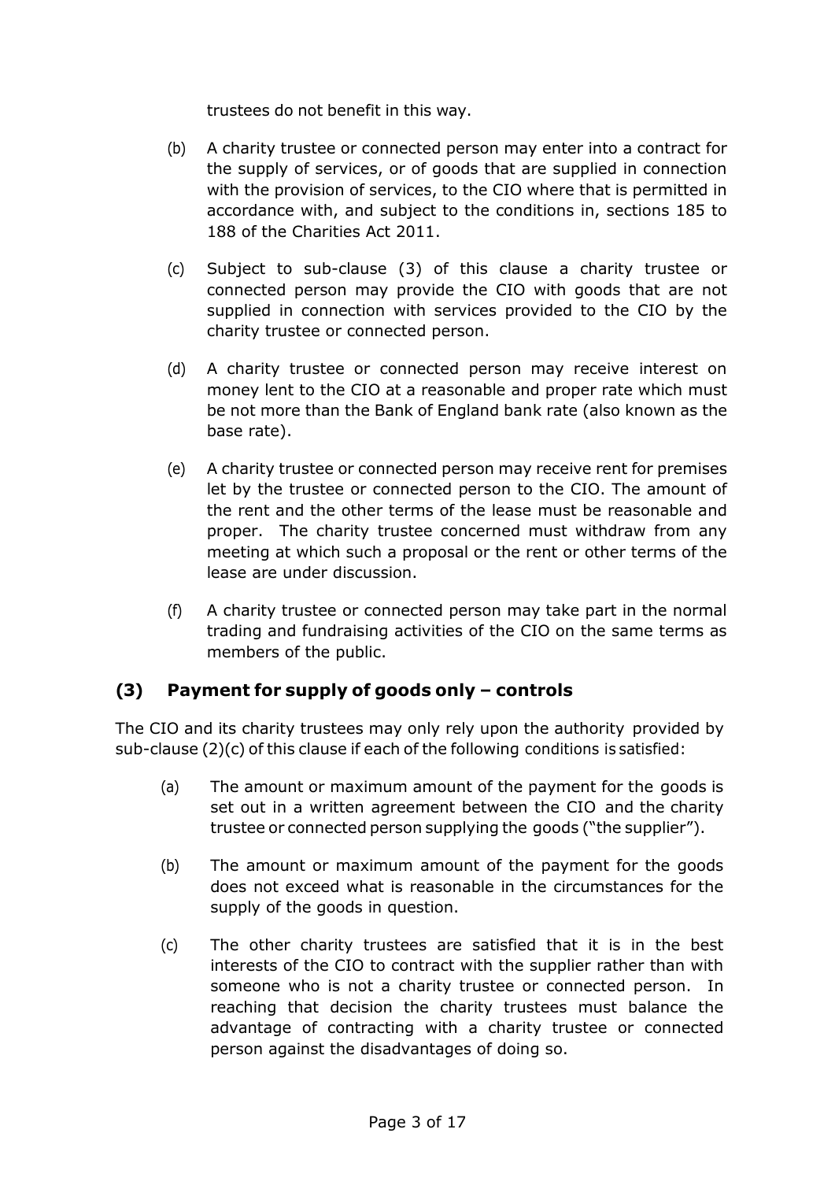trustees do not benefit in this way.

(b) A charity trustee or connected person may enter into a contract for the supply of services, or of goods that are supplied in connection with the provision of services, to the CIO where that is permitted in accordance with, and subject to the conditions in, sections 185 to 188 of the Charities Act 2011.

(c) Subject to sub-clause (3) of this clause a charity trustee or connected person may provide the CIO with goods that are not supplied in connection with services provided to the CIO by the charity trustee or connected person.

(d) A charity trustee or connected person may receive interest on money lent to the CIO at a reasonable and proper rate which must be not more than the Bank of England bank rate (also known as the base rate).

(e) A charity trustee or connected person may receive rent for premises let by the trustee or connected person to the CIO. The amount of the rent and the other terms of the lease must be reasonable and proper. The charity trustee concerned must withdraw from any meeting at which such a proposal or the rent or other terms of the lease are under discussion.

(f) A charity trustee or connected person may take part in the normal trading and fundraising activities of the CIO on the same terms as members of the public.

### (3) Payment for supply of goods only – controls

The CIO and its charity trustees may only rely upon the authority provided by sub-clause (2)(c) of this clause if each of the following conditions is satisfied:

(a) The amount or maximum amount of the payment for the goods is set out in a written agreement between the CIO and the charity trustee or connected person supplying the goods ("the supplier").

(b) The amount or maximum amount of the payment for the goods does not exceed what is reasonable in the circumstances for the supply of the goods in question.

(c) The other charity trustees are satisfied that it is in the best interests of the CIO to contract with the supplier rather than with someone who is not a charity trustee or connected person. In reaching that decision the charity trustees must balance the advantage of contracting with a charity trustee or connected person against the disadvantages of doing so.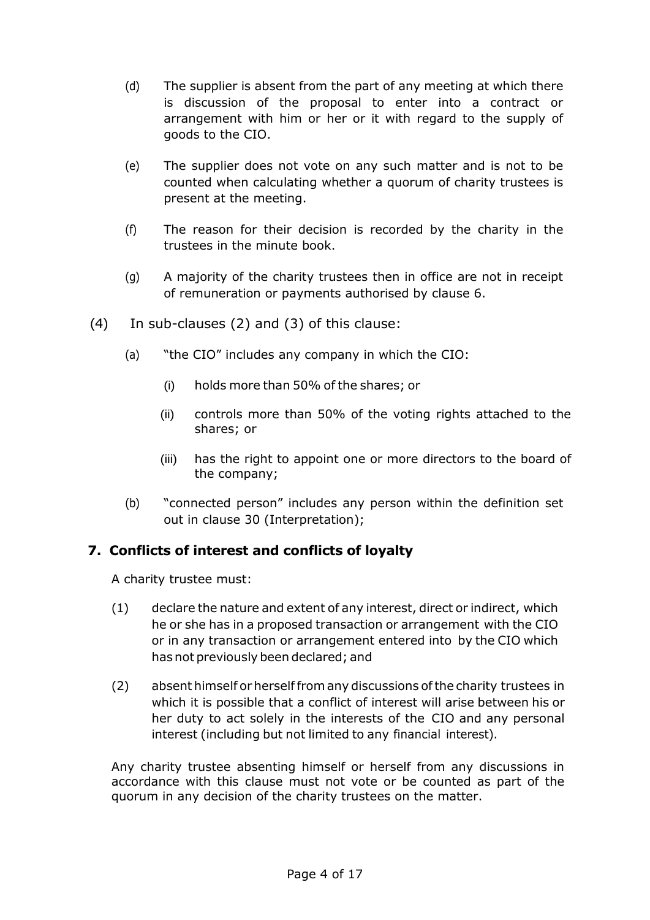(d) The supplier is absent from the part of any meeting at which there is discussion of the proposal to enter into a contract or arrangement with him or her or it with regard to the supply of goods to the CIO.

(e) The supplier does not vote on any such matter and is not to be counted when calculating whether a quorum of charity trustees is present at the meeting.

(f) The reason for their decision is recorded by the charity in the trustees in the minute book.

(g) A majority of the charity trustees then in office are not in receipt of remuneration or payments authorised by clause 6.

(4) In sub-clauses (2) and (3) of this clause:

(a) "the CIO" includes any company in which the CIO:

(i) holds more than 50% of the shares; or

(ii) controls more than 50% of the voting rights attached to the shares; or

(iii) has the right to appoint one or more directors to the board of the company;

(b) "connected person" includes any person within the definition set out in clause 30 (Interpretation);

## 7. Conflicts of interest and conflicts of loyalty

A charity trustee must:

(1) declare the nature and extent of any interest, direct or indirect, which he or she has in a proposed transaction or arrangement with the CIO or in any transaction or arrangement entered into by the CIO which has not previously been declared; and

(2) absent himself or herself from any discussions of the charity trustees in which it is possible that a conflict of interest will arise between his or her duty to act solely in the interests of the CIO and any personal interest (including but not limited to any financial interest).

Any charity trustee absenting himself or herself from any discussions in accordance with this clause must not vote or be counted as part of the quorum in any decision of the charity trustees on the matter.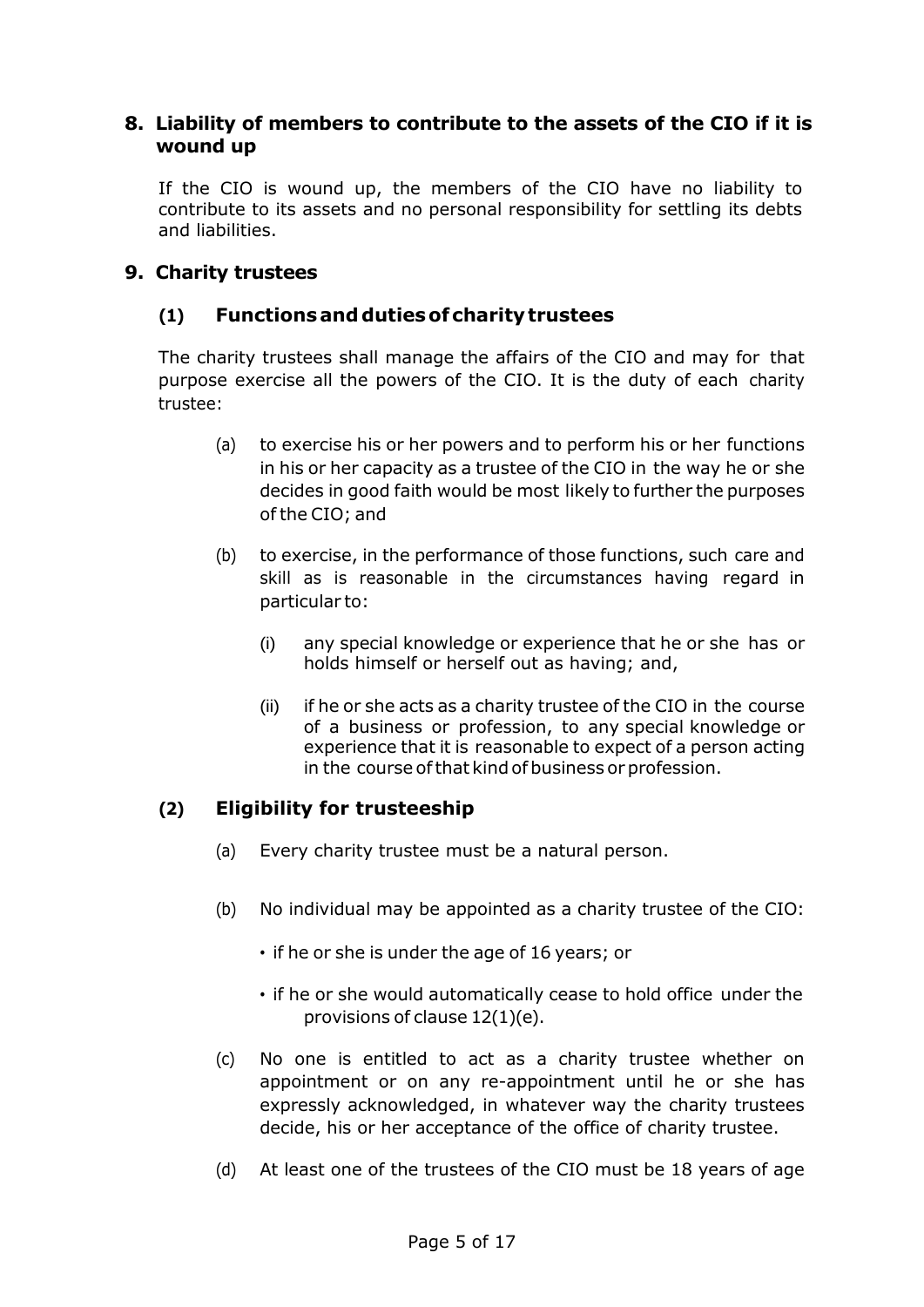## 8. Liability of members to contribute to the assets of the CIO if it is wound up

If the CIO is wound up, the members of the CIO have no liability to contribute to its assets and no personal responsibility for settling its debts and liabilities.

## 9. Charity trustees

### (1) Functions and duties of charity trustees

The charity trustees shall manage the affairs of the CIO and may for that purpose exercise all the powers of the CIO. It is the duty of each charity trustee:

(a) to exercise his or her powers and to perform his or her functions in his or her capacity as a trustee of the CIO in the way he or she decides in good faith would be most likely to further the purposes of the CIO; and

(b) to exercise, in the performance of those functions, such care and skill as is reasonable in the circumstances having regard in particular to:

(i) any special knowledge or experience that he or she has or holds himself or herself out as having; and,

(ii) if he or she acts as a charity trustee of the CIO in the course of a business or profession, to any special knowledge or experience that it is reasonable to expect of a person acting in the course of that kind of business or profession.

### (2) Eligibility for trusteeship

(a) Every charity trustee must be a natural person.

(b) No individual may be appointed as a charity trustee of the CIO:

- if he or she is under the age of 16 years; or
- if he or she would automatically cease to hold office under the provisions of clause 12(1)(e).

(c) No one is entitled to act as a charity trustee whether on appointment or on any re-appointment until he or she has expressly acknowledged, in whatever way the charity trustees decide, his or her acceptance of the office of charity trustee.

(d) At least one of the trustees of the CIO must be 18 years of age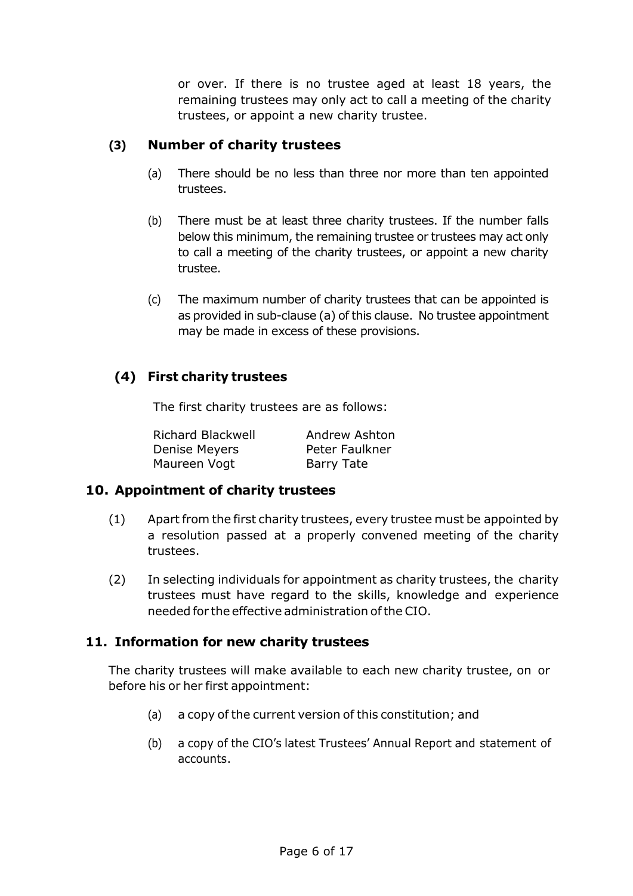or over. If there is no trustee aged at least 18 years, the remaining trustees may only act to call a meeting of the charity trustees, or appoint a new charity trustee.

### (3) Number of charity trustees

(a) There should be no less than three nor more than ten appointed trustees.

(b) There must be at least three charity trustees. If the number falls below this minimum, the remaining trustee or trustees may act only to call a meeting of the charity trustees, or appoint a new charity trustee.

(c) The maximum number of charity trustees that can be appointed is as provided in sub-clause (a) of this clause. No trustee appointment may be made in excess of these provisions.

### (4) First charity trustees

The first charity trustees are as follows:

| | |
|---|---|
| Richard Blackwell | Andrew Ashton |
| Denise Meyers | Peter Faulkner |
| Maureen Vogt | Barry Tate |

## 10. Appointment of charity trustees

(1) Apart from the first charity trustees, every trustee must be appointed by a resolution passed at a properly convened meeting of the charity trustees.

(2) In selecting individuals for appointment as charity trustees, the charity trustees must have regard to the skills, knowledge and experience needed for the effective administration of the CIO.

## 11. Information for new charity trustees

The charity trustees will make available to each new charity trustee, on or before his or her first appointment:

(a) a copy of the current version of this constitution; and

(b) a copy of the CIO's latest Trustees' Annual Report and statement of accounts.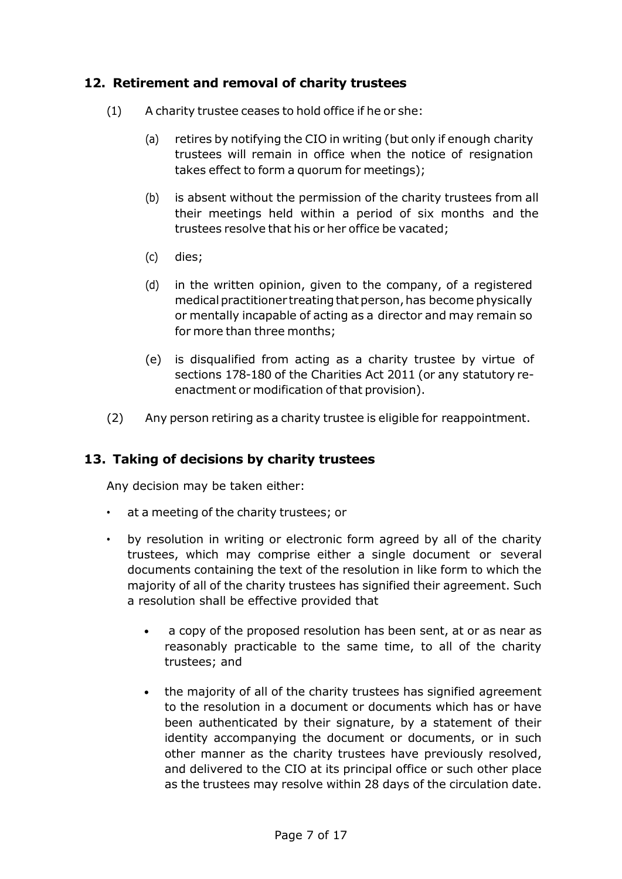## 12. Retirement and removal of charity trustees

(1) A charity trustee ceases to hold office if he or she:

(a) retires by notifying the CIO in writing (but only if enough charity trustees will remain in office when the notice of resignation takes effect to form a quorum for meetings);

(b) is absent without the permission of the charity trustees from all their meetings held within a period of six months and the trustees resolve that his or her office be vacated;

(c) dies;

(d) in the written opinion, given to the company, of a registered medical practitioner treating that person, has become physically or mentally incapable of acting as a director and may remain so for more than three months;

(e) is disqualified from acting as a charity trustee by virtue of sections 178-180 of the Charities Act 2011 (or any statutory re-enactment or modification of that provision).

(2) Any person retiring as a charity trustee is eligible for reappointment.

## 13. Taking of decisions by charity trustees

Any decision may be taken either:

- at a meeting of the charity trustees; or
- by resolution in writing or electronic form agreed by all of the charity trustees, which may comprise either a single document or several documents containing the text of the resolution in like form to which the majority of all of the charity trustees has signified their agreement. Such a resolution shall be effective provided that
  - a copy of the proposed resolution has been sent, at or as near as reasonably practicable to the same time, to all of the charity trustees; and
  - the majority of all of the charity trustees has signified agreement to the resolution in a document or documents which has or have been authenticated by their signature, by a statement of their identity accompanying the document or documents, or in such other manner as the charity trustees have previously resolved, and delivered to the CIO at its principal office or such other place as the trustees may resolve within 28 days of the circulation date.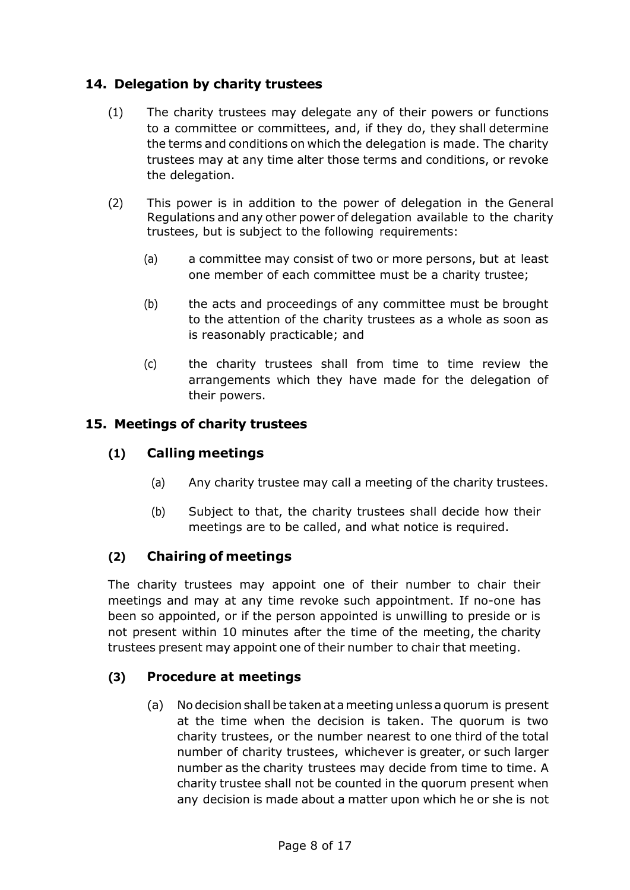## 14. Delegation by charity trustees

(1) The charity trustees may delegate any of their powers or functions to a committee or committees, and, if they do, they shall determine the terms and conditions on which the delegation is made. The charity trustees may at any time alter those terms and conditions, or revoke the delegation.

(2) This power is in addition to the power of delegation in the General Regulations and any other power of delegation available to the charity trustees, but is subject to the following requirements:

(a) a committee may consist of two or more persons, but at least one member of each committee must be a charity trustee;

(b) the acts and proceedings of any committee must be brought to the attention of the charity trustees as a whole as soon as is reasonably practicable; and

(c) the charity trustees shall from time to time review the arrangements which they have made for the delegation of their powers.

## 15. Meetings of charity trustees

### (1) Calling meetings

(a) Any charity trustee may call a meeting of the charity trustees.

(b) Subject to that, the charity trustees shall decide how their meetings are to be called, and what notice is required.

### (2) Chairing of meetings

The charity trustees may appoint one of their number to chair their meetings and may at any time revoke such appointment. If no-one has been so appointed, or if the person appointed is unwilling to preside or is not present within 10 minutes after the time of the meeting, the charity trustees present may appoint one of their number to chair that meeting.

### (3) Procedure at meetings

(a) No decision shall be taken at a meeting unless a quorum is present at the time when the decision is taken. The quorum is two charity trustees, or the number nearest to one third of the total number of charity trustees, whichever is greater, or such larger number as the charity trustees may decide from time to time. A charity trustee shall not be counted in the quorum present when any decision is made about a matter upon which he or she is not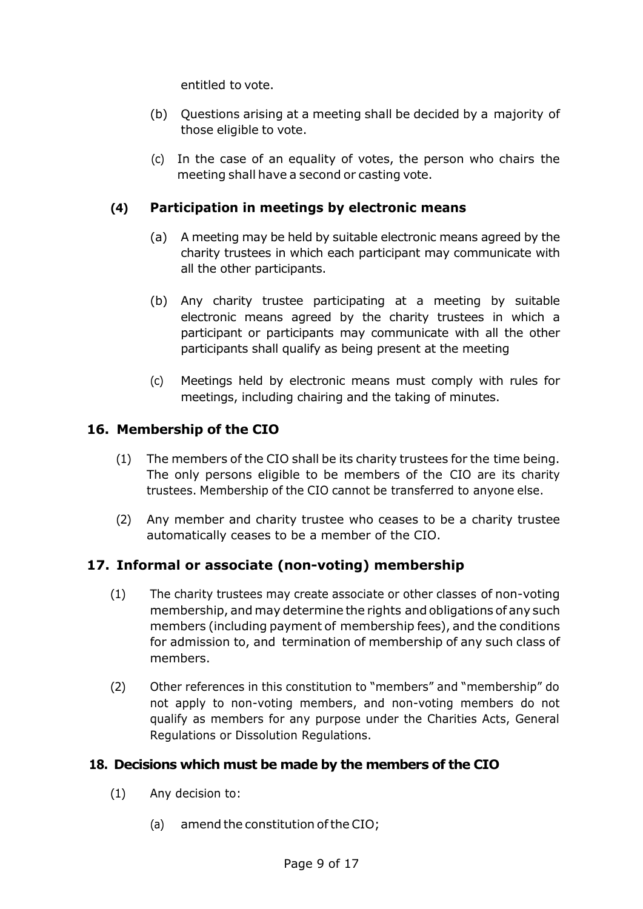entitled to vote.

(b) Questions arising at a meeting shall be decided by a majority of those eligible to vote.

(c) In the case of an equality of votes, the person who chairs the meeting shall have a second or casting vote.

### (4) Participation in meetings by electronic means

(a) A meeting may be held by suitable electronic means agreed by the charity trustees in which each participant may communicate with all the other participants.

(b) Any charity trustee participating at a meeting by suitable electronic means agreed by the charity trustees in which a participant or participants may communicate with all the other participants shall qualify as being present at the meeting

(c) Meetings held by electronic means must comply with rules for meetings, including chairing and the taking of minutes.

## 16. Membership of the CIO

(1) The members of the CIO shall be its charity trustees for the time being. The only persons eligible to be members of the CIO are its charity trustees. Membership of the CIO cannot be transferred to anyone else.

(2) Any member and charity trustee who ceases to be a charity trustee automatically ceases to be a member of the CIO.

## 17. Informal or associate (non-voting) membership

(1) The charity trustees may create associate or other classes of non-voting membership, and may determine the rights and obligations of any such members (including payment of membership fees), and the conditions for admission to, and termination of membership of any such class of members.

(2) Other references in this constitution to "members" and "membership" do not apply to non-voting members, and non-voting members do not qualify as members for any purpose under the Charities Acts, General Regulations or Dissolution Regulations.

## 18. Decisions which must be made by the members of the CIO

(1) Any decision to:

(a) amend the constitution of the CIO;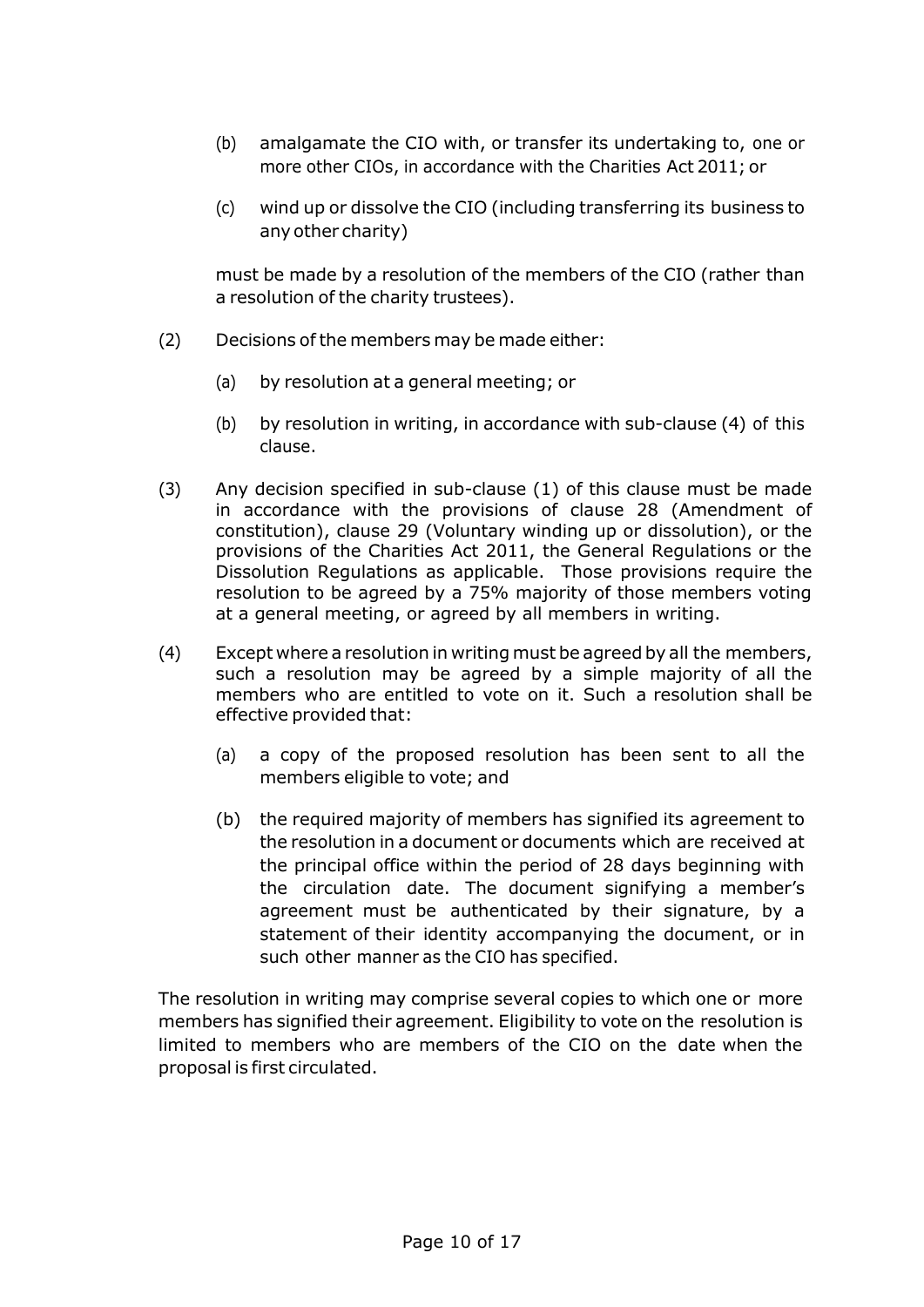(b) amalgamate the CIO with, or transfer its undertaking to, one or more other CIOs, in accordance with the Charities Act 2011; or

(c) wind up or dissolve the CIO (including transferring its business to any other charity)

must be made by a resolution of the members of the CIO (rather than a resolution of the charity trustees).

(2) Decisions of the members may be made either:

(a) by resolution at a general meeting; or

(b) by resolution in writing, in accordance with sub-clause (4) of this clause.

(3) Any decision specified in sub-clause (1) of this clause must be made in accordance with the provisions of clause 28 (Amendment of constitution), clause 29 (Voluntary winding up or dissolution), or the provisions of the Charities Act 2011, the General Regulations or the Dissolution Regulations as applicable. Those provisions require the resolution to be agreed by a 75% majority of those members voting at a general meeting, or agreed by all members in writing.

(4) Except where a resolution in writing must be agreed by all the members, such a resolution may be agreed by a simple majority of all the members who are entitled to vote on it. Such a resolution shall be effective provided that:

(a) a copy of the proposed resolution has been sent to all the members eligible to vote; and

(b) the required majority of members has signified its agreement to the resolution in a document or documents which are received at the principal office within the period of 28 days beginning with the circulation date. The document signifying a member's agreement must be authenticated by their signature, by a statement of their identity accompanying the document, or in such other manner as the CIO has specified.

The resolution in writing may comprise several copies to which one or more members has signified their agreement. Eligibility to vote on the resolution is limited to members who are members of the CIO on the date when the proposal is first circulated.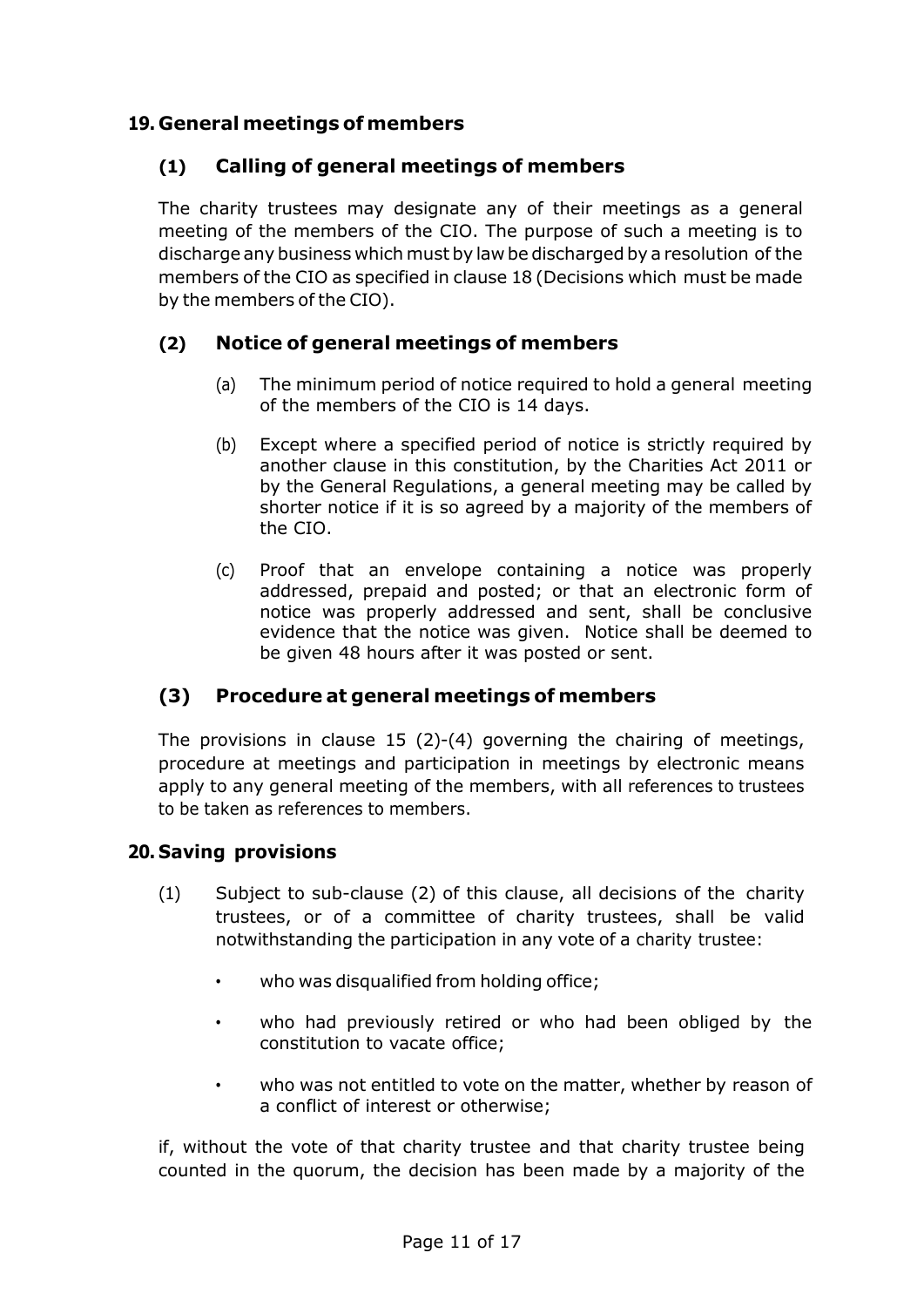## 19. General meetings of members

### (1) Calling of general meetings of members

The charity trustees may designate any of their meetings as a general meeting of the members of the CIO. The purpose of such a meeting is to discharge any business which must by law be discharged by a resolution of the members of the CIO as specified in clause 18 (Decisions which must be made by the members of the CIO).

### (2) Notice of general meetings of members

(a) The minimum period of notice required to hold a general meeting of the members of the CIO is 14 days.

(b) Except where a specified period of notice is strictly required by another clause in this constitution, by the Charities Act 2011 or by the General Regulations, a general meeting may be called by shorter notice if it is so agreed by a majority of the members of the CIO.

(c) Proof that an envelope containing a notice was properly addressed, prepaid and posted; or that an electronic form of notice was properly addressed and sent, shall be conclusive evidence that the notice was given. Notice shall be deemed to be given 48 hours after it was posted or sent.

### (3) Procedure at general meetings of members

The provisions in clause 15 (2)-(4) governing the chairing of meetings, procedure at meetings and participation in meetings by electronic means apply to any general meeting of the members, with all references to trustees to be taken as references to members.

## 20. Saving provisions

(1) Subject to sub-clause (2) of this clause, all decisions of the charity trustees, or of a committee of charity trustees, shall be valid notwithstanding the participation in any vote of a charity trustee:

- who was disqualified from holding office;
- who had previously retired or who had been obliged by the constitution to vacate office;
- who was not entitled to vote on the matter, whether by reason of a conflict of interest or otherwise;

if, without the vote of that charity trustee and that charity trustee being counted in the quorum, the decision has been made by a majority of the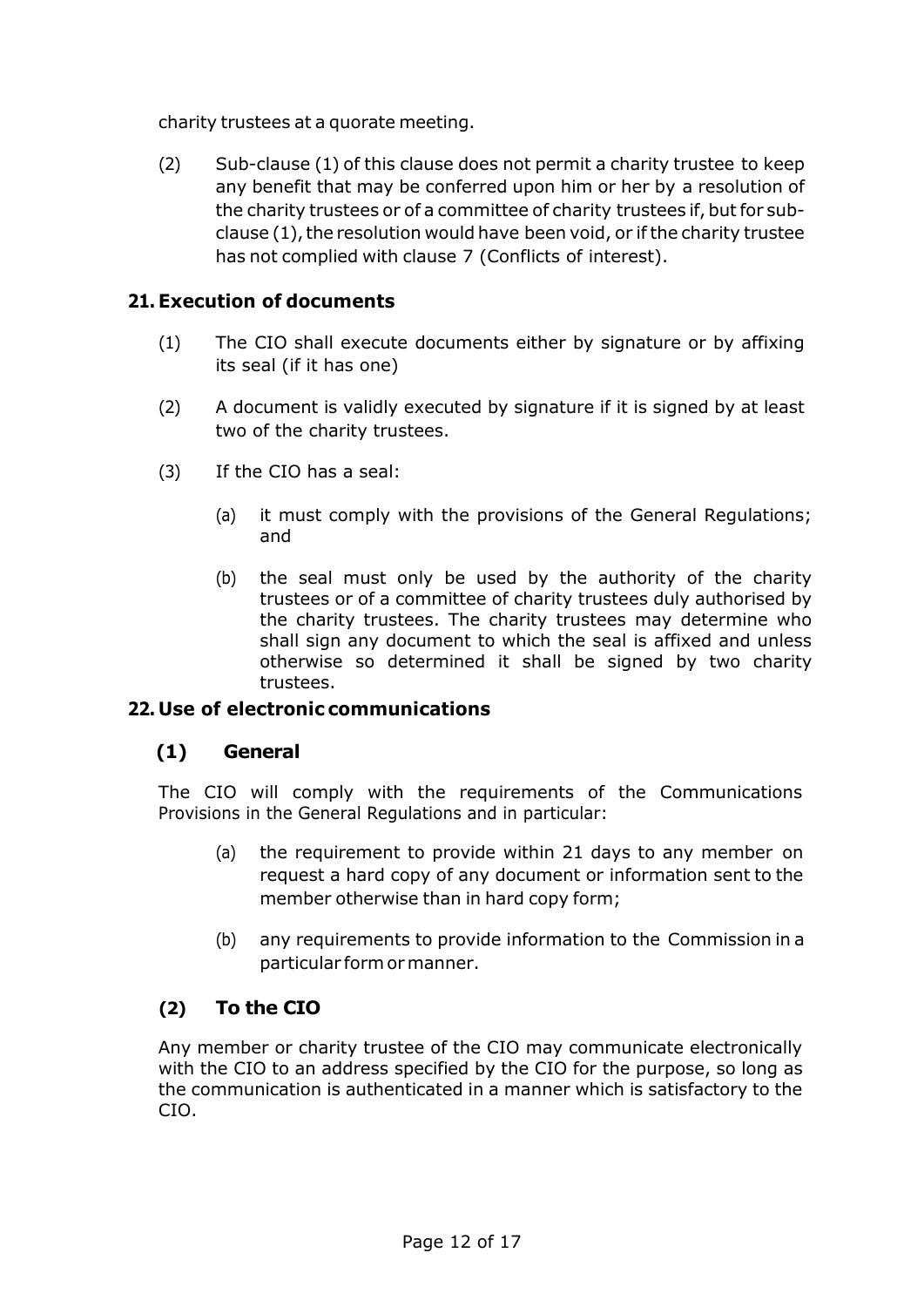charity trustees at a quorate meeting.

(2) Sub-clause (1) of this clause does not permit a charity trustee to keep any benefit that may be conferred upon him or her by a resolution of the charity trustees or of a committee of charity trustees if, but for sub-clause (1), the resolution would have been void, or if the charity trustee has not complied with clause 7 (Conflicts of interest).

## 21. Execution of documents

(1) The CIO shall execute documents either by signature or by affixing its seal (if it has one)

(2) A document is validly executed by signature if it is signed by at least two of the charity trustees.

(3) If the CIO has a seal:

(a) it must comply with the provisions of the General Regulations; and

(b) the seal must only be used by the authority of the charity trustees or of a committee of charity trustees duly authorised by the charity trustees. The charity trustees may determine who shall sign any document to which the seal is affixed and unless otherwise so determined it shall be signed by two charity trustees.

## 22. Use of electronic communications

### (1) General

The CIO will comply with the requirements of the Communications Provisions in the General Regulations and in particular:

(a) the requirement to provide within 21 days to any member on request a hard copy of any document or information sent to the member otherwise than in hard copy form;

(b) any requirements to provide information to the Commission in a particular form or manner.

### (2) To the CIO

Any member or charity trustee of the CIO may communicate electronically with the CIO to an address specified by the CIO for the purpose, so long as the communication is authenticated in a manner which is satisfactory to the CIO.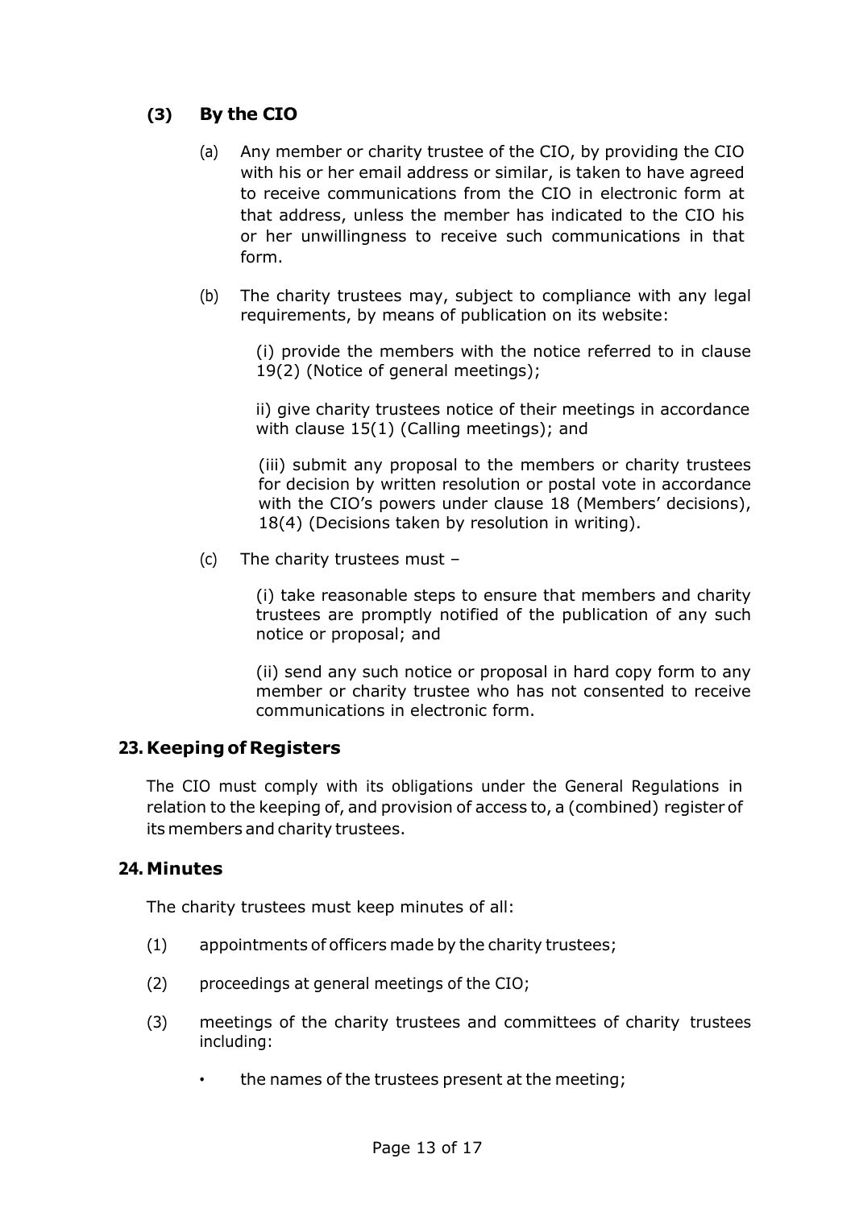### (3) By the CIO

(a) Any member or charity trustee of the CIO, by providing the CIO with his or her email address or similar, is taken to have agreed to receive communications from the CIO in electronic form at that address, unless the member has indicated to the CIO his or her unwillingness to receive such communications in that form.

(b) The charity trustees may, subject to compliance with any legal requirements, by means of publication on its website:

(i) provide the members with the notice referred to in clause 19(2) (Notice of general meetings);

ii) give charity trustees notice of their meetings in accordance with clause 15(1) (Calling meetings); and

(iii) submit any proposal to the members or charity trustees for decision by written resolution or postal vote in accordance with the CIO's powers under clause 18 (Members' decisions), 18(4) (Decisions taken by resolution in writing).

(c) The charity trustees must –

(i) take reasonable steps to ensure that members and charity trustees are promptly notified of the publication of any such notice or proposal; and

(ii) send any such notice or proposal in hard copy form to any member or charity trustee who has not consented to receive communications in electronic form.

## 23. Keeping of Registers

The CIO must comply with its obligations under the General Regulations in relation to the keeping of, and provision of access to, a (combined) register of its members and charity trustees.

## 24. Minutes

The charity trustees must keep minutes of all:

(1) appointments of officers made by the charity trustees;

(2) proceedings at general meetings of the CIO;

(3) meetings of the charity trustees and committees of charity trustees including:

- the names of the trustees present at the meeting;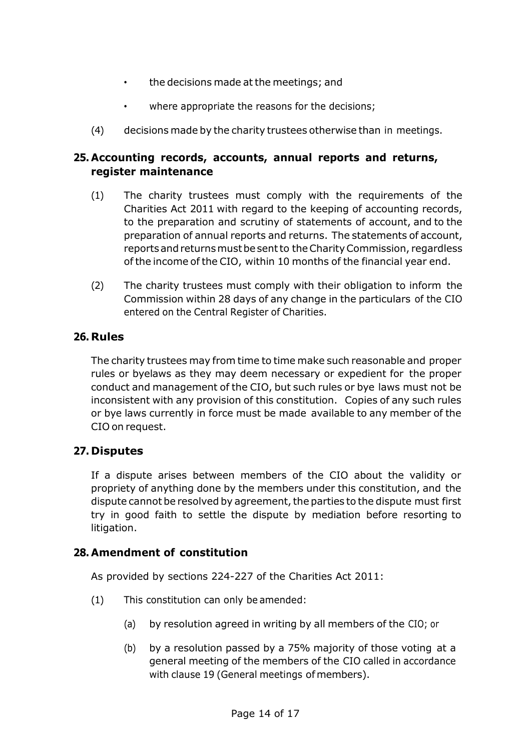- the decisions made at the meetings; and
- where appropriate the reasons for the decisions;

(4) decisions made by the charity trustees otherwise than in meetings.

## 25. Accounting records, accounts, annual reports and returns, register maintenance

(1) The charity trustees must comply with the requirements of the Charities Act 2011 with regard to the keeping of accounting records, to the preparation and scrutiny of statements of account, and to the preparation of annual reports and returns. The statements of account, reports and returns must be sent to the Charity Commission, regardless of the income of the CIO, within 10 months of the financial year end.

(2) The charity trustees must comply with their obligation to inform the Commission within 28 days of any change in the particulars of the CIO entered on the Central Register of Charities.

## 26. Rules

The charity trustees may from time to time make such reasonable and proper rules or byelaws as they may deem necessary or expedient for the proper conduct and management of the CIO, but such rules or bye laws must not be inconsistent with any provision of this constitution. Copies of any such rules or bye laws currently in force must be made available to any member of the CIO on request.

## 27. Disputes

If a dispute arises between members of the CIO about the validity or propriety of anything done by the members under this constitution, and the dispute cannot be resolved by agreement, the parties to the dispute must first try in good faith to settle the dispute by mediation before resorting to litigation.

## 28. Amendment of constitution

As provided by sections 224-227 of the Charities Act 2011:

(1) This constitution can only be amended:

(a) by resolution agreed in writing by all members of the CIO; or

(b) by a resolution passed by a 75% majority of those voting at a general meeting of the members of the CIO called in accordance with clause 19 (General meetings of members).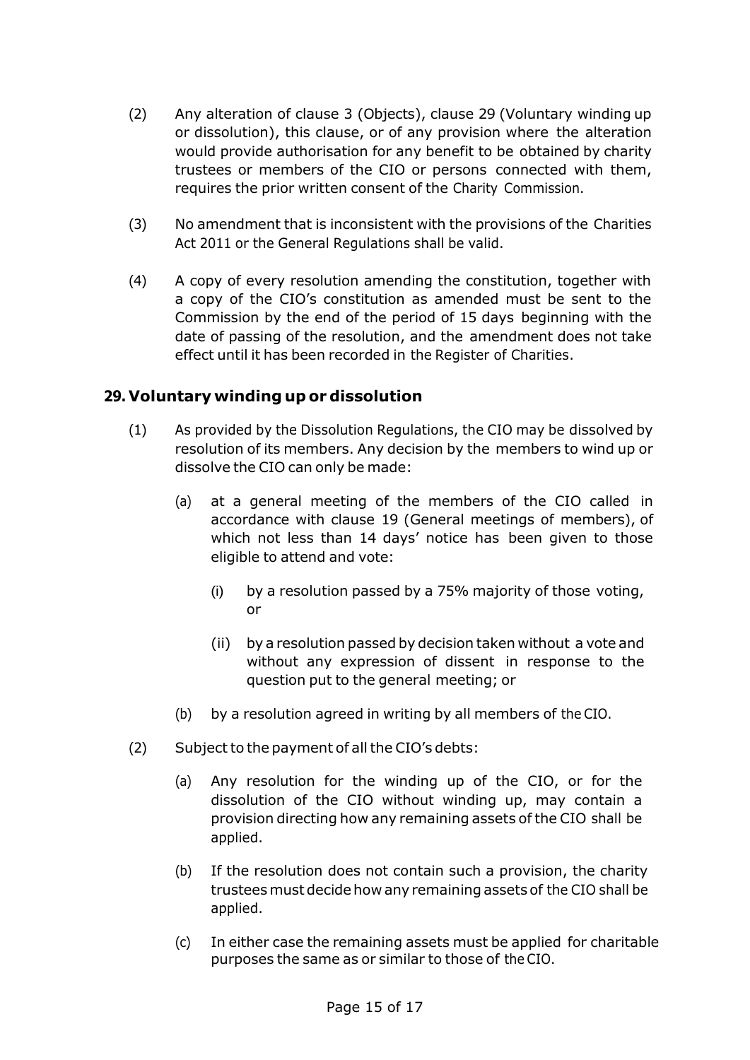(2) Any alteration of clause 3 (Objects), clause 29 (Voluntary winding up or dissolution), this clause, or of any provision where the alteration would provide authorisation for any benefit to be obtained by charity trustees or members of the CIO or persons connected with them, requires the prior written consent of the Charity Commission.

(3) No amendment that is inconsistent with the provisions of the Charities Act 2011 or the General Regulations shall be valid.

(4) A copy of every resolution amending the constitution, together with a copy of the CIO's constitution as amended must be sent to the Commission by the end of the period of 15 days beginning with the date of passing of the resolution, and the amendment does not take effect until it has been recorded in the Register of Charities.

## 29. Voluntary winding up or dissolution

(1) As provided by the Dissolution Regulations, the CIO may be dissolved by resolution of its members. Any decision by the members to wind up or dissolve the CIO can only be made:

  (a) at a general meeting of the members of the CIO called in accordance with clause 19 (General meetings of members), of which not less than 14 days' notice has been given to those eligible to attend and vote:

    (i) by a resolution passed by a 75% majority of those voting, or

    (ii) by a resolution passed by decision taken without a vote and without any expression of dissent in response to the question put to the general meeting; or

  (b) by a resolution agreed in writing by all members of the CIO.

(2) Subject to the payment of all the CIO's debts:

  (a) Any resolution for the winding up of the CIO, or for the dissolution of the CIO without winding up, may contain a provision directing how any remaining assets of the CIO shall be applied.

  (b) If the resolution does not contain such a provision, the charity trustees must decide how any remaining assets of the CIO shall be applied.

  (c) In either case the remaining assets must be applied for charitable purposes the same as or similar to those of the CIO.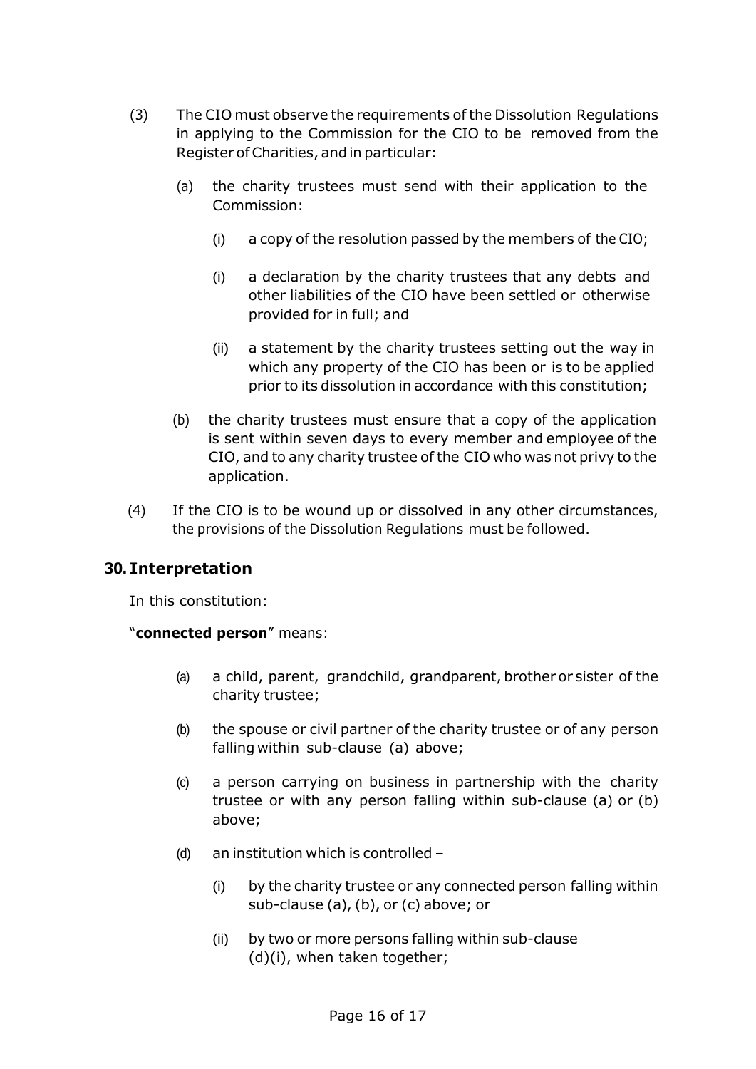(3) The CIO must observe the requirements of the Dissolution Regulations in applying to the Commission for the CIO to be removed from the Register of Charities, and in particular:

   (a) the charity trustees must send with their application to the Commission:

      (i) a copy of the resolution passed by the members of the CIO;

      (i) a declaration by the charity trustees that any debts and other liabilities of the CIO have been settled or otherwise provided for in full; and

      (ii) a statement by the charity trustees setting out the way in which any property of the CIO has been or is to be applied prior to its dissolution in accordance with this constitution;

   (b) the charity trustees must ensure that a copy of the application is sent within seven days to every member and employee of the CIO, and to any charity trustee of the CIO who was not privy to the application.

(4) If the CIO is to be wound up or dissolved in any other circumstances, the provisions of the Dissolution Regulations must be followed.

## 30. Interpretation

In this constitution:

"**connected person**" means:

   (a) a child, parent, grandchild, grandparent, brother or sister of the charity trustee;

   (b) the spouse or civil partner of the charity trustee or of any person falling within sub-clause (a) above;

   (c) a person carrying on business in partnership with the charity trustee or with any person falling within sub-clause (a) or (b) above;

   (d) an institution which is controlled –

      (i) by the charity trustee or any connected person falling within sub-clause (a), (b), or (c) above; or

      (ii) by two or more persons falling within sub-clause (d)(i), when taken together;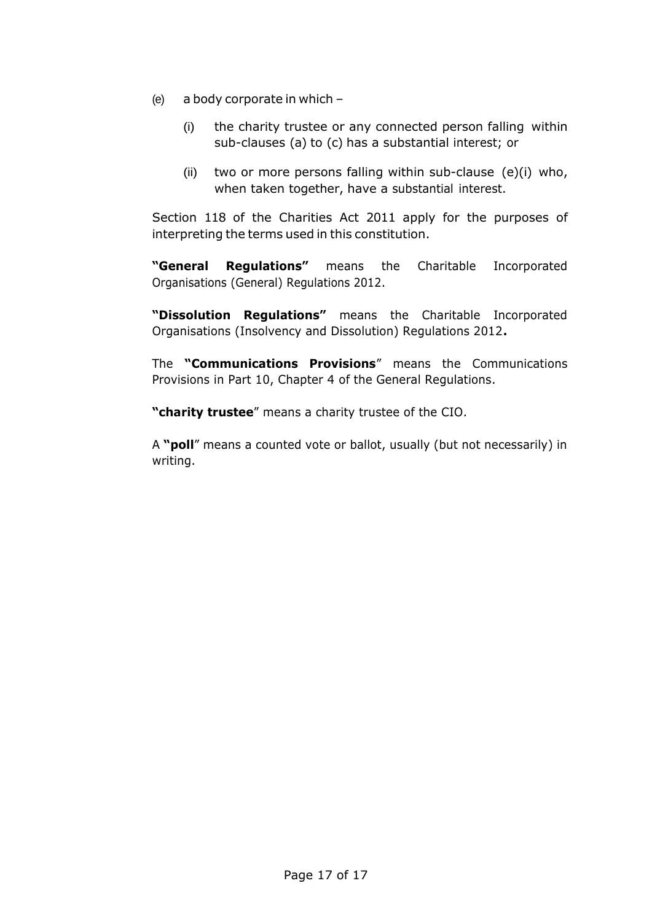(e) a body corporate in which –

   (i) the charity trustee or any connected person falling within sub-clauses (a) to (c) has a substantial interest; or

   (ii) two or more persons falling within sub-clause (e)(i) who, when taken together, have a substantial interest.

Section 118 of the Charities Act 2011 apply for the purposes of interpreting the terms used in this constitution.

**"General Regulations"** means the Charitable Incorporated Organisations (General) Regulations 2012.

**"Dissolution Regulations"** means the Charitable Incorporated Organisations (Insolvency and Dissolution) Regulations 2012**.**

The **"Communications Provisions**" means the Communications Provisions in Part 10, Chapter 4 of the General Regulations.

**"charity trustee**" means a charity trustee of the CIO.

A **"poll**" means a counted vote or ballot, usually (but not necessarily) in writing.